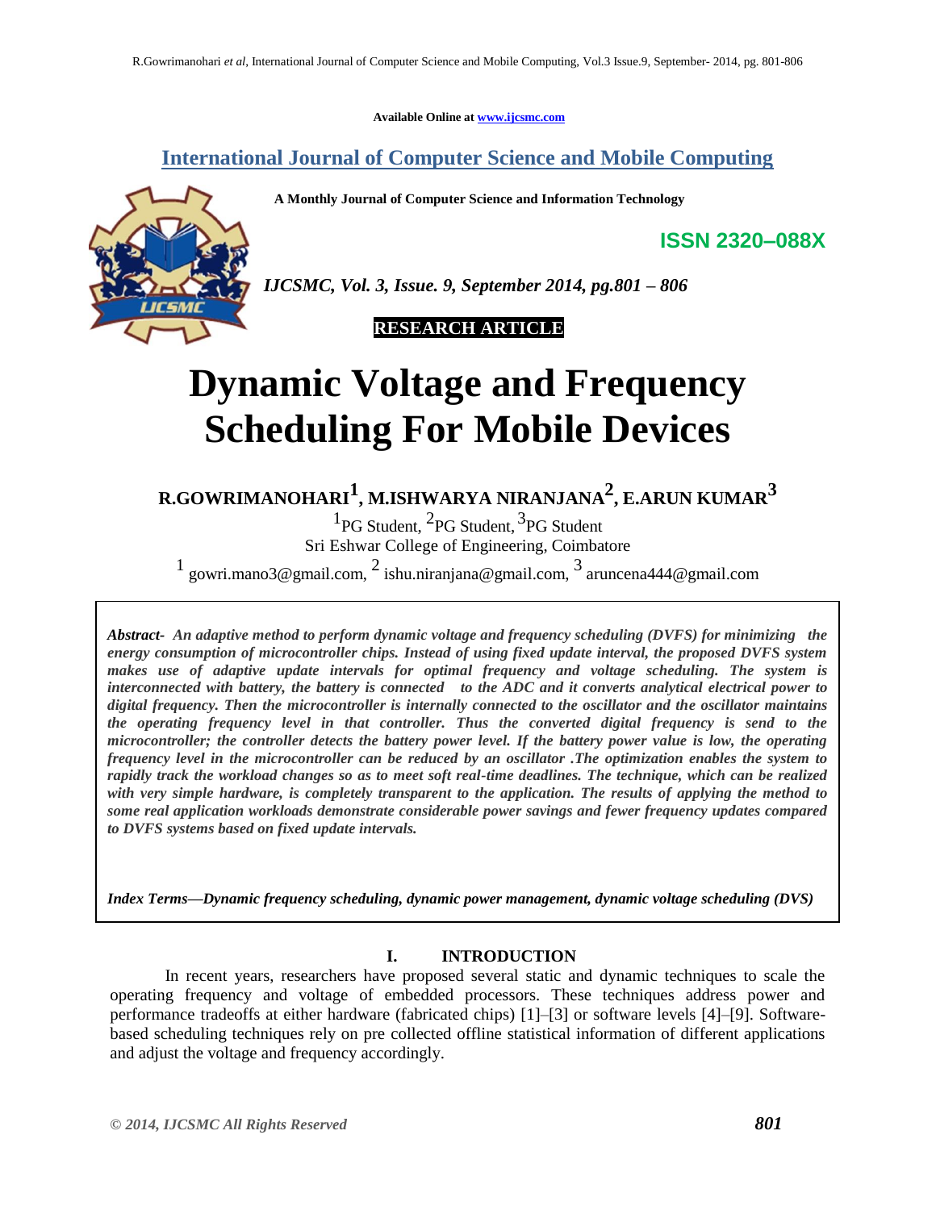Available Online at www.ijcsmc.com

# International Journal of Computer Science and Mobile Computing

**A Monthly Journal of Computer Science and Information Technology**

**ISSN 2320–088X**

***IJCSMC, Vol. 3, Issue. 9, September 2014, pg.801 – 806***

**RESEARCH ARTICLE**

# Dynamic Voltage and Frequency Scheduling For Mobile Devices

**R.GOWRIMANOHARI[1], M.ISHWARYA NIRANJANA[2], E.ARUN KUMAR[3]**

[1]PG Student, [2]PG Student, [3]PG Student
Sri Eshwar College of Engineering, Coimbatore

[1] gowri.mano3@gmail.com, [2] ishu.niranjana@gmail.com, [3] aruncena444@gmail.com

***Abstract- An adaptive method to perform dynamic voltage and frequency scheduling (DVFS) for minimizing the energy consumption of microcontroller chips. Instead of using fixed update interval, the proposed DVFS system makes use of adaptive update intervals for optimal frequency and voltage scheduling. The system is interconnected with battery, the battery is connected to the ADC and it converts analytical electrical power to digital frequency. Then the microcontroller is internally connected to the oscillator and the oscillator maintains the operating frequency level in that controller. Thus the converted digital frequency is send to the microcontroller; the controller detects the battery power level. If the battery power value is low, the operating frequency level in the microcontroller can be reduced by an oscillator .The optimization enables the system to rapidly track the workload changes so as to meet soft real-time deadlines. The technique, which can be realized with very simple hardware, is completely transparent to the application. The results of applying the method to some real application workloads demonstrate considerable power savings and fewer frequency updates compared to DVFS systems based on fixed update intervals.***

***Index Terms—Dynamic frequency scheduling, dynamic power management, dynamic voltage scheduling (DVS)***

## I. INTRODUCTION

In recent years, researchers have proposed several static and dynamic techniques to scale the operating frequency and voltage of embedded processors. These techniques address power and performance tradeoffs at either hardware (fabricated chips) [1]–[3] or software levels [4]–[9]. Software-based scheduling techniques rely on pre collected offline statistical information of different applications and adjust the voltage and frequency accordingly.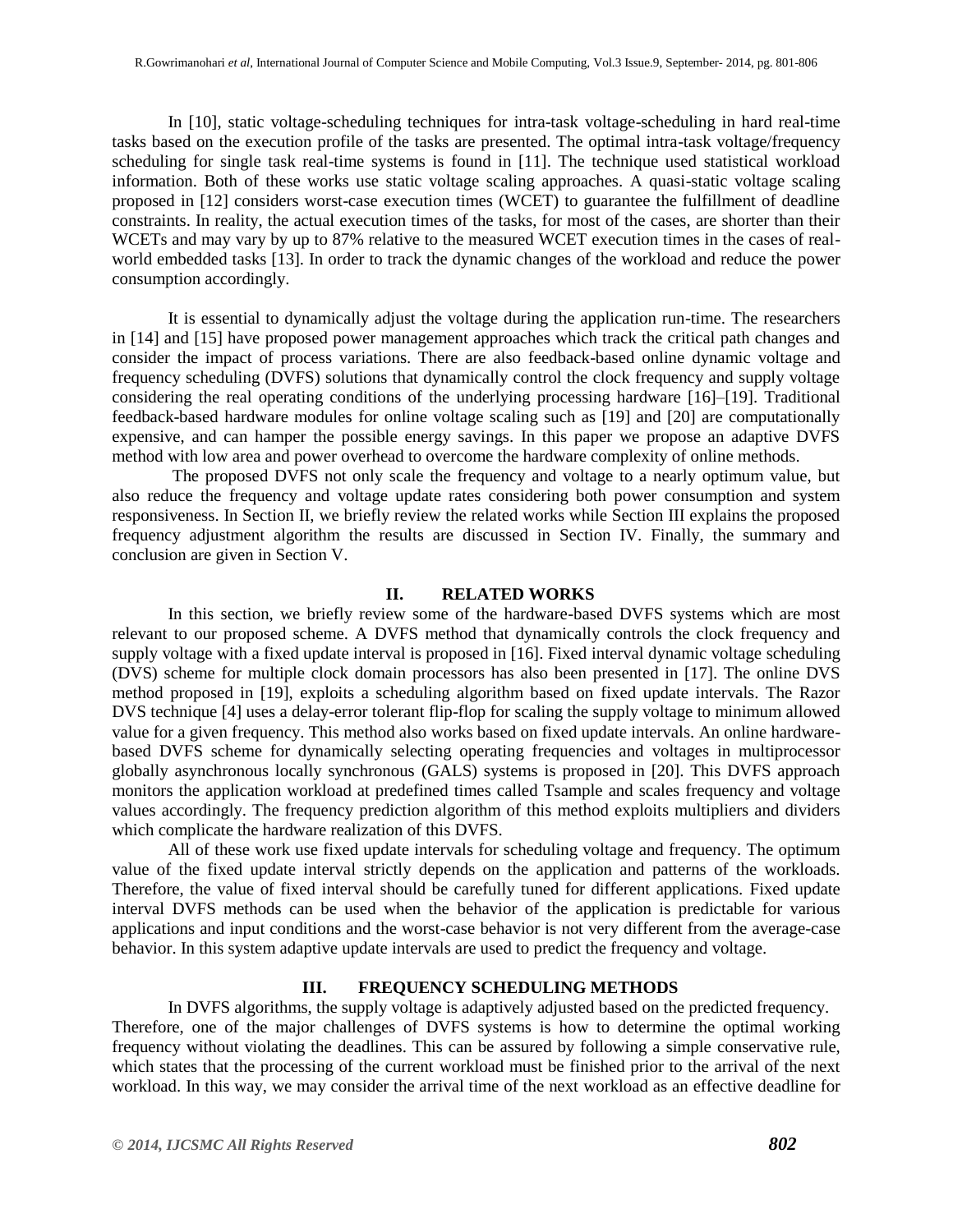In [10], static voltage-scheduling techniques for intra-task voltage-scheduling in hard real-time tasks based on the execution profile of the tasks are presented. The optimal intra-task voltage/frequency scheduling for single task real-time systems is found in [11]. The technique used statistical workload information. Both of these works use static voltage scaling approaches. A quasi-static voltage scaling proposed in [12] considers worst-case execution times (WCET) to guarantee the fulfillment of deadline constraints. In reality, the actual execution times of the tasks, for most of the cases, are shorter than their WCETs and may vary by up to 87% relative to the measured WCET execution times in the cases of real-world embedded tasks [13]. In order to track the dynamic changes of the workload and reduce the power consumption accordingly.

It is essential to dynamically adjust the voltage during the application run-time. The researchers in [14] and [15] have proposed power management approaches which track the critical path changes and consider the impact of process variations. There are also feedback-based online dynamic voltage and frequency scheduling (DVFS) solutions that dynamically control the clock frequency and supply voltage considering the real operating conditions of the underlying processing hardware [16]–[19]. Traditional feedback-based hardware modules for online voltage scaling such as [19] and [20] are computationally expensive, and can hamper the possible energy savings. In this paper we propose an adaptive DVFS method with low area and power overhead to overcome the hardware complexity of online methods.

The proposed DVFS not only scale the frequency and voltage to a nearly optimum value, but also reduce the frequency and voltage update rates considering both power consumption and system responsiveness. In Section II, we briefly review the related works while Section III explains the proposed frequency adjustment algorithm the results are discussed in Section IV. Finally, the summary and conclusion are given in Section V.

## II. RELATED WORKS

In this section, we briefly review some of the hardware-based DVFS systems which are most relevant to our proposed scheme. A DVFS method that dynamically controls the clock frequency and supply voltage with a fixed update interval is proposed in [16]. Fixed interval dynamic voltage scheduling (DVS) scheme for multiple clock domain processors has also been presented in [17]. The online DVS method proposed in [19], exploits a scheduling algorithm based on fixed update intervals. The Razor DVS technique [4] uses a delay-error tolerant flip-flop for scaling the supply voltage to minimum allowed value for a given frequency. This method also works based on fixed update intervals. An online hardware-based DVFS scheme for dynamically selecting operating frequencies and voltages in multiprocessor globally asynchronous locally synchronous (GALS) systems is proposed in [20]. This DVFS approach monitors the application workload at predefined times called Tsample and scales frequency and voltage values accordingly. The frequency prediction algorithm of this method exploits multipliers and dividers which complicate the hardware realization of this DVFS.

All of these work use fixed update intervals for scheduling voltage and frequency. The optimum value of the fixed update interval strictly depends on the application and patterns of the workloads. Therefore, the value of fixed interval should be carefully tuned for different applications. Fixed update interval DVFS methods can be used when the behavior of the application is predictable for various applications and input conditions and the worst-case behavior is not very different from the average-case behavior. In this system adaptive update intervals are used to predict the frequency and voltage.

## III. FREQUENCY SCHEDULING METHODS

In DVFS algorithms, the supply voltage is adaptively adjusted based on the predicted frequency. Therefore, one of the major challenges of DVFS systems is how to determine the optimal working frequency without violating the deadlines. This can be assured by following a simple conservative rule, which states that the processing of the current workload must be finished prior to the arrival of the next workload. In this way, we may consider the arrival time of the next workload as an effective deadline for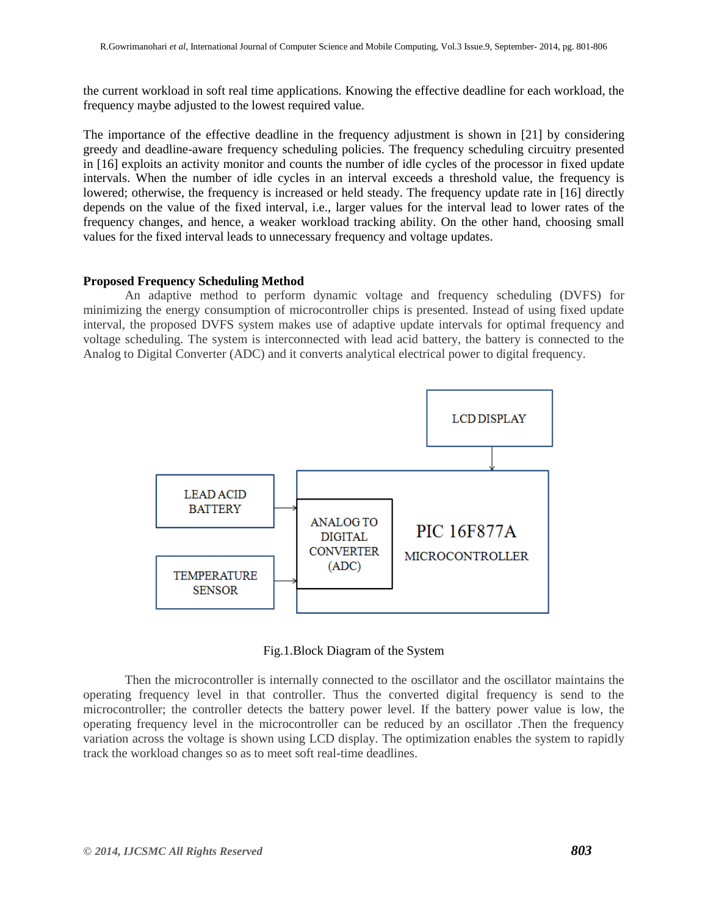the current workload in soft real time applications. Knowing the effective deadline for each workload, the frequency maybe adjusted to the lowest required value.

The importance of the effective deadline in the frequency adjustment is shown in [21] by considering greedy and deadline-aware frequency scheduling policies. The frequency scheduling circuitry presented in [16] exploits an activity monitor and counts the number of idle cycles of the processor in fixed update intervals. When the number of idle cycles in an interval exceeds a threshold value, the frequency is lowered; otherwise, the frequency is increased or held steady. The frequency update rate in [16] directly depends on the value of the fixed interval, i.e., larger values for the interval lead to lower rates of the frequency changes, and hence, a weaker workload tracking ability. On the other hand, choosing small values for the fixed interval leads to unnecessary frequency and voltage updates.

**Proposed Frequency Scheduling Method**

An adaptive method to perform dynamic voltage and frequency scheduling (DVFS) for minimizing the energy consumption of microcontroller chips is presented. Instead of using fixed update interval, the proposed DVFS system makes use of adaptive update intervals for optimal frequency and voltage scheduling. The system is interconnected with lead acid battery, the battery is connected to the Analog to Digital Converter (ADC) and it converts analytical electrical power to digital frequency.

Fig.1.Block Diagram of the System

Then the microcontroller is internally connected to the oscillator and the oscillator maintains the operating frequency level in that controller. Thus the converted digital frequency is send to the microcontroller; the controller detects the battery power level. If the battery power value is low, the operating frequency level in the microcontroller can be reduced by an oscillator .Then the frequency variation across the voltage is shown using LCD display. The optimization enables the system to rapidly track the workload changes so as to meet soft real-time deadlines.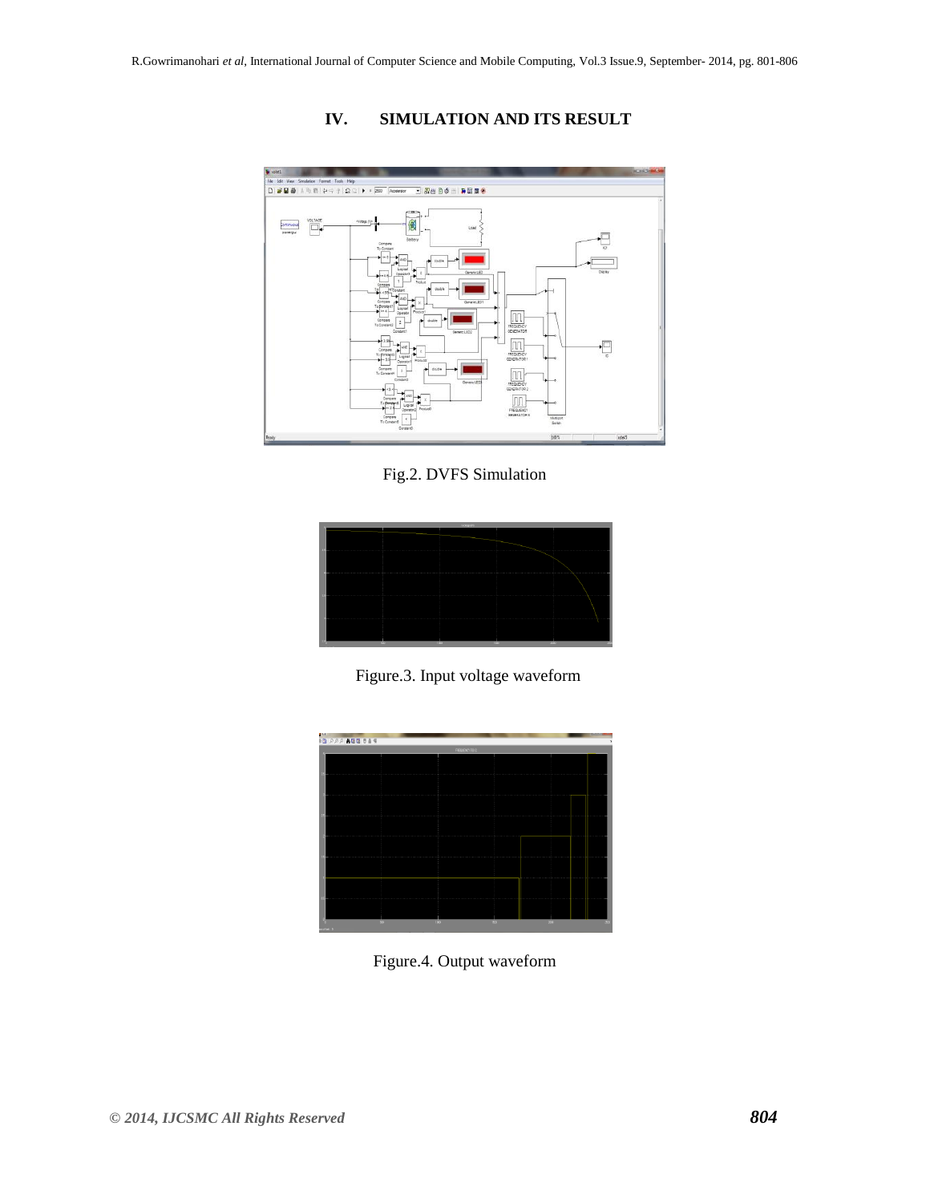## IV. SIMULATION AND ITS RESULT

Fig.2. DVFS Simulation

Figure.3. Input voltage waveform

Figure.4. Output waveform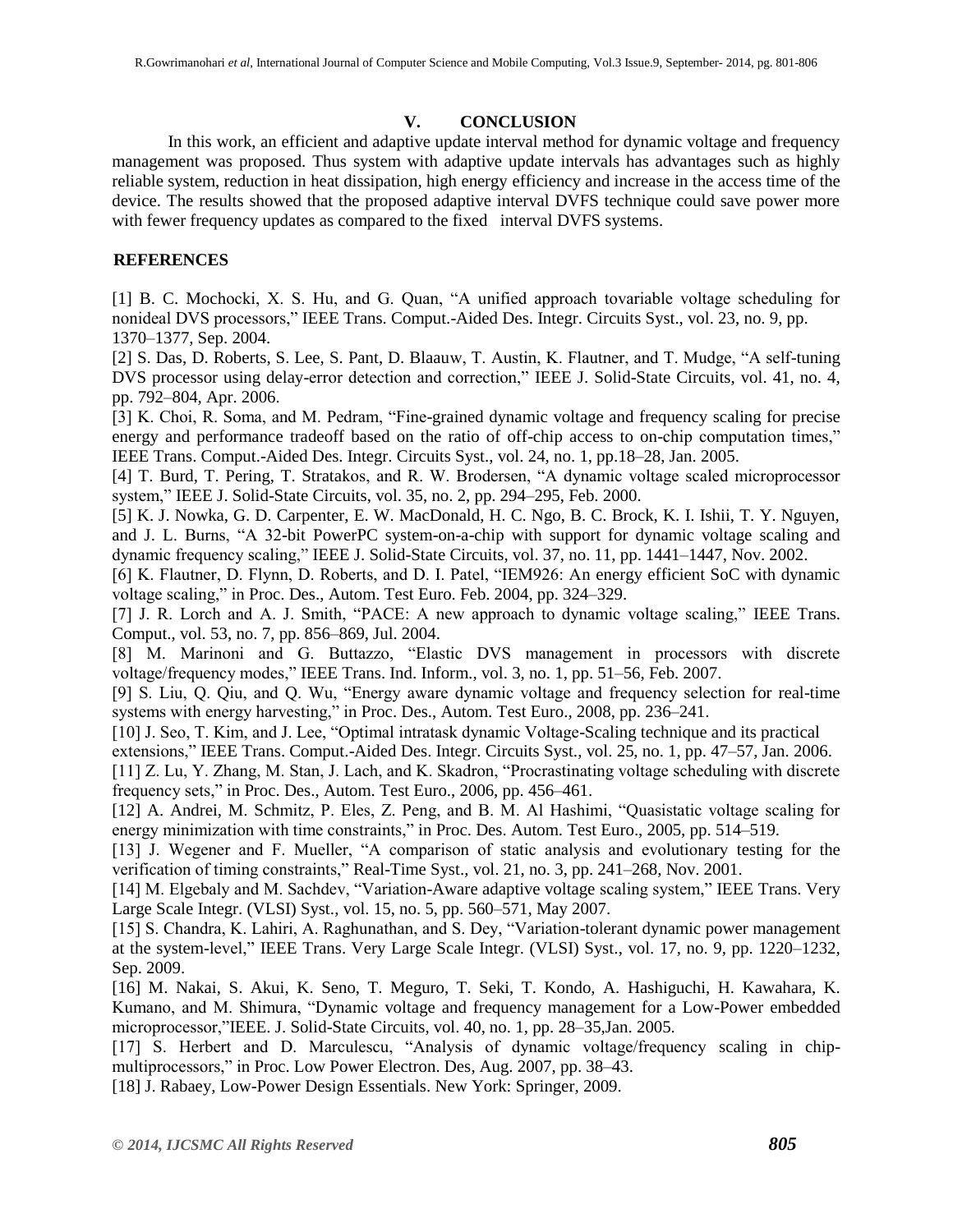## V. CONCLUSION

In this work, an efficient and adaptive update interval method for dynamic voltage and frequency management was proposed. Thus system with adaptive update intervals has advantages such as highly reliable system, reduction in heat dissipation, high energy efficiency and increase in the access time of the device. The results showed that the proposed adaptive interval DVFS technique could save power more with fewer frequency updates as compared to the fixed interval DVFS systems.

## REFERENCES

[1] B. C. Mochocki, X. S. Hu, and G. Quan, "A unified approach tovariable voltage scheduling for nonideal DVS processors," IEEE Trans. Comput.-Aided Des. Integr. Circuits Syst., vol. 23, no. 9, pp. 1370–1377, Sep. 2004.

[2] S. Das, D. Roberts, S. Lee, S. Pant, D. Blaauw, T. Austin, K. Flautner, and T. Mudge, "A self-tuning DVS processor using delay-error detection and correction," IEEE J. Solid-State Circuits, vol. 41, no. 4, pp. 792–804, Apr. 2006.

[3] K. Choi, R. Soma, and M. Pedram, "Fine-grained dynamic voltage and frequency scaling for precise energy and performance tradeoff based on the ratio of off-chip access to on-chip computation times," IEEE Trans. Comput.-Aided Des. Integr. Circuits Syst., vol. 24, no. 1, pp.18–28, Jan. 2005.

[4] T. Burd, T. Pering, T. Stratakos, and R. W. Brodersen, "A dynamic voltage scaled microprocessor system," IEEE J. Solid-State Circuits, vol. 35, no. 2, pp. 294–295, Feb. 2000.

[5] K. J. Nowka, G. D. Carpenter, E. W. MacDonald, H. C. Ngo, B. C. Brock, K. I. Ishii, T. Y. Nguyen, and J. L. Burns, "A 32-bit PowerPC system-on-a-chip with support for dynamic voltage scaling and dynamic frequency scaling," IEEE J. Solid-State Circuits, vol. 37, no. 11, pp. 1441–1447, Nov. 2002.

[6] K. Flautner, D. Flynn, D. Roberts, and D. I. Patel, "IEM926: An energy efficient SoC with dynamic voltage scaling," in Proc. Des., Autom. Test Euro. Feb. 2004, pp. 324–329.

[7] J. R. Lorch and A. J. Smith, "PACE: A new approach to dynamic voltage scaling," IEEE Trans. Comput., vol. 53, no. 7, pp. 856–869, Jul. 2004.

[8] M. Marinoni and G. Buttazzo, "Elastic DVS management in processors with discrete voltage/frequency modes," IEEE Trans. Ind. Inform., vol. 3, no. 1, pp. 51–56, Feb. 2007.

[9] S. Liu, Q. Qiu, and Q. Wu, "Energy aware dynamic voltage and frequency selection for real-time systems with energy harvesting," in Proc. Des., Autom. Test Euro., 2008, pp. 236–241.

[10] J. Seo, T. Kim, and J. Lee, "Optimal intratask dynamic Voltage-Scaling technique and its practical extensions," IEEE Trans. Comput.-Aided Des. Integr. Circuits Syst., vol. 25, no. 1, pp. 47–57, Jan. 2006.

[11] Z. Lu, Y. Zhang, M. Stan, J. Lach, and K. Skadron, "Procrastinating voltage scheduling with discrete frequency sets," in Proc. Des., Autom. Test Euro., 2006, pp. 456–461.

[12] A. Andrei, M. Schmitz, P. Eles, Z. Peng, and B. M. Al Hashimi, "Quasistatic voltage scaling for energy minimization with time constraints," in Proc. Des. Autom. Test Euro., 2005, pp. 514–519.

[13] J. Wegener and F. Mueller, "A comparison of static analysis and evolutionary testing for the verification of timing constraints," Real-Time Syst., vol. 21, no. 3, pp. 241–268, Nov. 2001.

[14] M. Elgebaly and M. Sachdev, "Variation-Aware adaptive voltage scaling system," IEEE Trans. Very Large Scale Integr. (VLSI) Syst., vol. 15, no. 5, pp. 560–571, May 2007.

[15] S. Chandra, K. Lahiri, A. Raghunathan, and S. Dey, "Variation-tolerant dynamic power management at the system-level," IEEE Trans. Very Large Scale Integr. (VLSI) Syst., vol. 17, no. 9, pp. 1220–1232, Sep. 2009.

[16] M. Nakai, S. Akui, K. Seno, T. Meguro, T. Seki, T. Kondo, A. Hashiguchi, H. Kawahara, K. Kumano, and M. Shimura, "Dynamic voltage and frequency management for a Low-Power embedded microprocessor,"IEEE. J. Solid-State Circuits, vol. 40, no. 1, pp. 28–35,Jan. 2005.

[17] S. Herbert and D. Marculescu, "Analysis of dynamic voltage/frequency scaling in chip-multiprocessors," in Proc. Low Power Electron. Des, Aug. 2007, pp. 38–43.

[18] J. Rabaey, Low-Power Design Essentials. New York: Springer, 2009.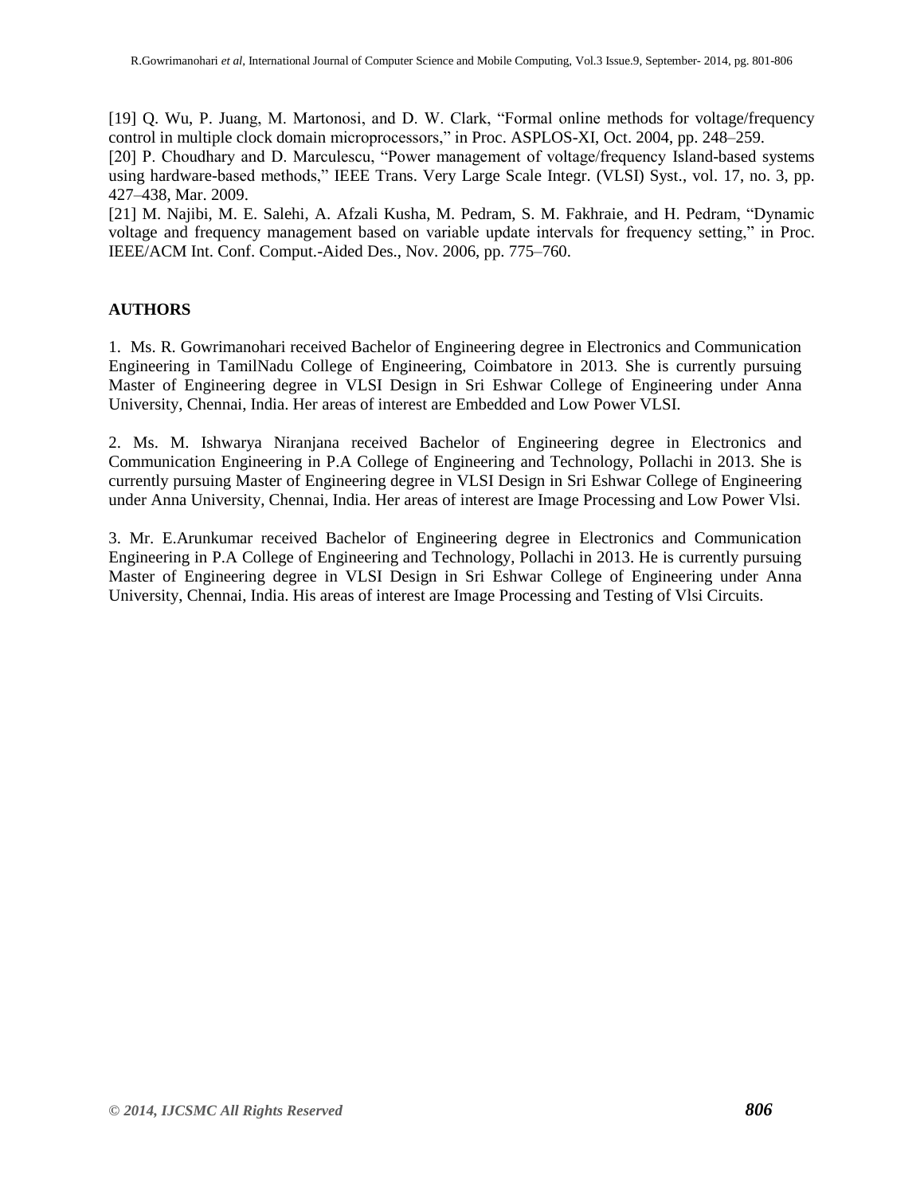[19] Q. Wu, P. Juang, M. Martonosi, and D. W. Clark, "Formal online methods for voltage/frequency control in multiple clock domain microprocessors," in Proc. ASPLOS-XI, Oct. 2004, pp. 248–259.

[20] P. Choudhary and D. Marculescu, "Power management of voltage/frequency Island-based systems using hardware-based methods," IEEE Trans. Very Large Scale Integr. (VLSI) Syst., vol. 17, no. 3, pp. 427–438, Mar. 2009.

[21] M. Najibi, M. E. Salehi, A. Afzali Kusha, M. Pedram, S. M. Fakhraie, and H. Pedram, "Dynamic voltage and frequency management based on variable update intervals for frequency setting," in Proc. IEEE/ACM Int. Conf. Comput.-Aided Des., Nov. 2006, pp. 775–760.

## AUTHORS

1. Ms. R. Gowrimanohari received Bachelor of Engineering degree in Electronics and Communication Engineering in TamilNadu College of Engineering, Coimbatore in 2013. She is currently pursuing Master of Engineering degree in VLSI Design in Sri Eshwar College of Engineering under Anna University, Chennai, India. Her areas of interest are Embedded and Low Power VLSI.

2. Ms. M. Ishwarya Niranjana received Bachelor of Engineering degree in Electronics and Communication Engineering in P.A College of Engineering and Technology, Pollachi in 2013. She is currently pursuing Master of Engineering degree in VLSI Design in Sri Eshwar College of Engineering under Anna University, Chennai, India. Her areas of interest are Image Processing and Low Power Vlsi.

3. Mr. E.Arunkumar received Bachelor of Engineering degree in Electronics and Communication Engineering in P.A College of Engineering and Technology, Pollachi in 2013. He is currently pursuing Master of Engineering degree in VLSI Design in Sri Eshwar College of Engineering under Anna University, Chennai, India. His areas of interest are Image Processing and Testing of Vlsi Circuits.